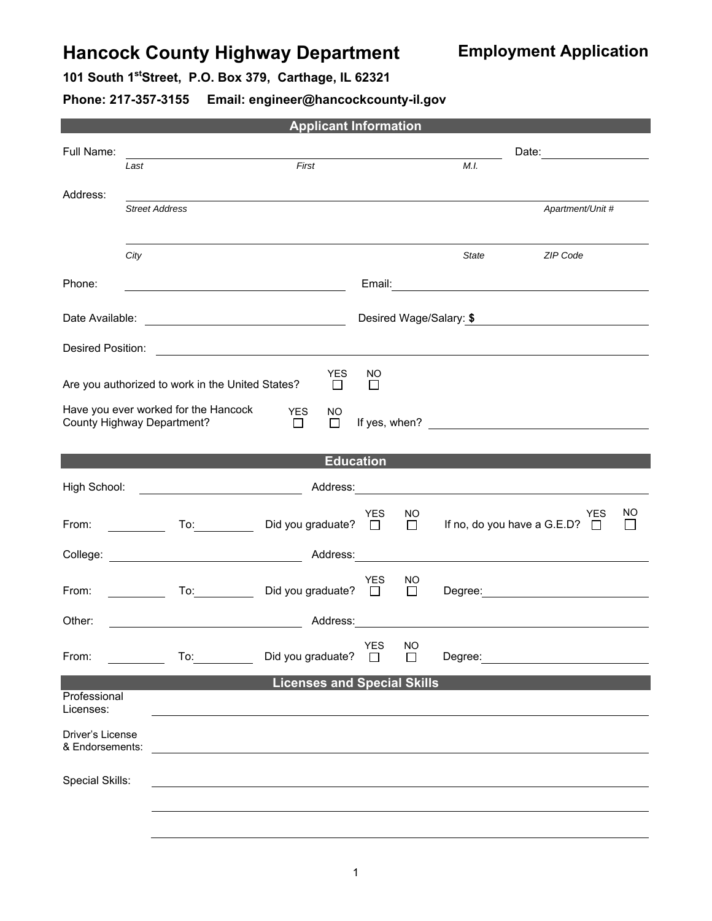# Hancock County Highway Department

## Employment Application

**101 South 1st Street, P.O. Box 379, Carthage, IL 62321**

**Phone: 217-357-3155 Email: engineer@hancockcounty-il.gov**

## Applicant Information

Full Name: ______________________________ Date: __________

*Last* *First* *M.I.*

Address: ______________________________

*Street Address* *Apartment/Unit #*

______________________________

*City* *State* *ZIP Code*

Phone: __________ Email: __________

Date Available: __________ Desired Wage/Salary: **$** __________

Desired Position: __________

Are you authorized to work in the United States? YES ☐ NO ☐

Have you ever worked for the Hancock County Highway Department? YES ☐ NO ☐ If yes, when? __________

## Education

High School: __________ Address: __________

From: ______ To: ______ Did you graduate? YES ☐ NO ☐ If no, do you have a G.E.D? YES ☐ NO ☐

College: __________ Address: __________

From: ______ To: ______ Did you graduate? YES ☐ NO ☐ Degree: __________

Other: __________ Address: __________

From: ______ To: ______ Did you graduate? YES ☐ NO ☐ Degree: __________

## Licenses and Special Skills

Professional Licenses: __________

Driver's License & Endorsements: __________

Special Skills: __________

__________

__________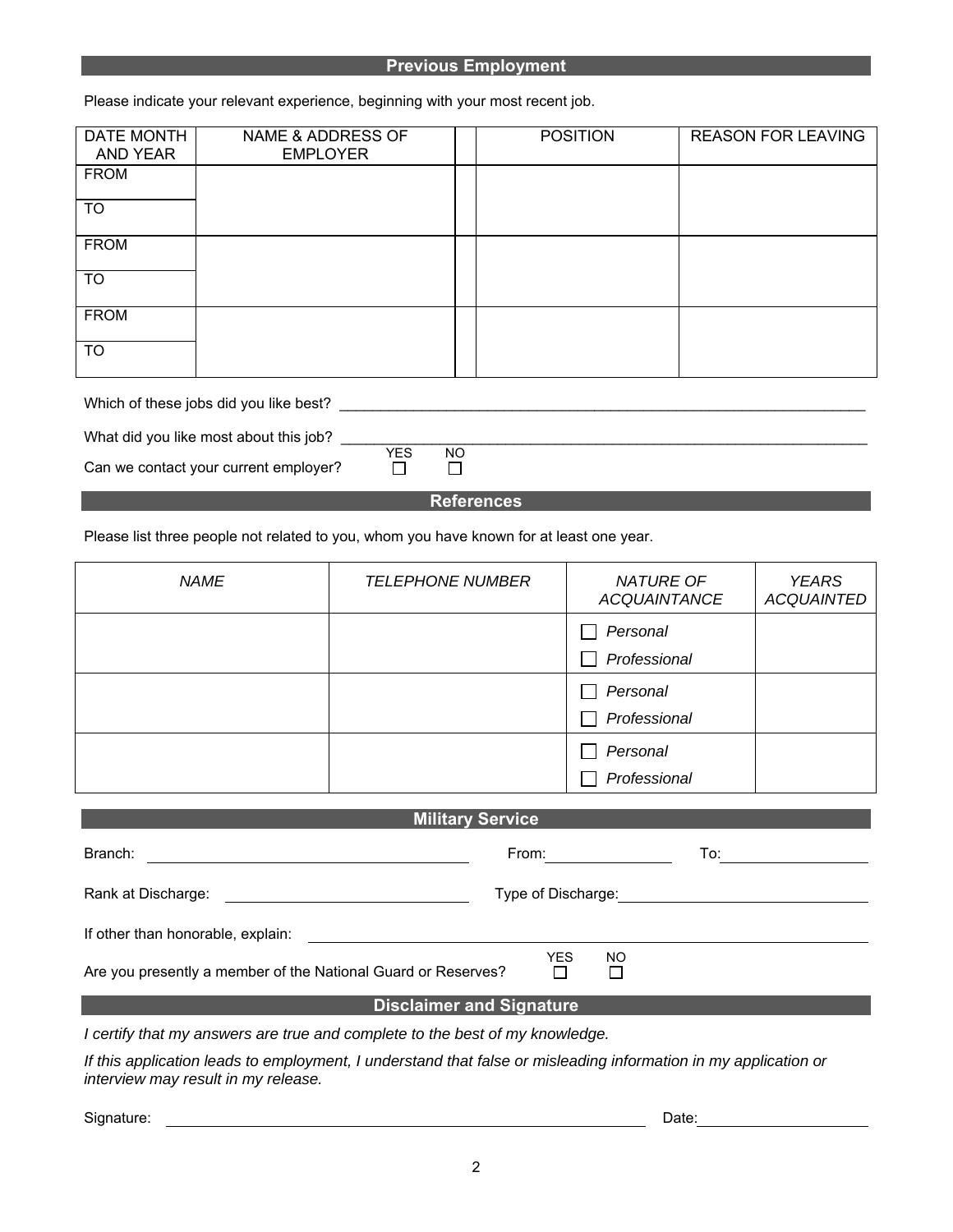## Previous Employment

Please indicate your relevant experience, beginning with your most recent job.

| DATE MONTH AND YEAR | NAME & ADDRESS OF EMPLOYER | | POSITION | REASON FOR LEAVING |
|---|---|---|---|---|
| FROM | | | | |
| TO | | | | |
| FROM | | | | |
| TO | | | | |
| FROM | | | | |
| TO | | | | |

Which of these jobs did you like best? ___________________________________________

What did you like most about this job? ___________________________________________

Can we contact your current employer? YES ☐ NO ☐

## References

Please list three people not related to you, whom you have known for at least one year.

| *NAME* | *TELEPHONE NUMBER* | *NATURE OF ACQUAINTANCE* | *YEARS ACQUAINTED* |
|---|---|---|---|
| | | ☐ *Personal* ☐ *Professional* | |
| | | ☐ *Personal* ☐ *Professional* | |
| | | ☐ *Personal* ☐ *Professional* | |

## Military Service

Branch: ______________________ From: ____________ To: ____________

Rank at Discharge: ______________________ Type of Discharge: ______________________

If other than honorable, explain: ___________________________________________

Are you presently a member of the National Guard or Reserves? YES ☐ NO ☐

## Disclaimer and Signature

*I certify that my answers are true and complete to the best of my knowledge.*

*If this application leads to employment, I understand that false or misleading information in my application or interview may result in my release.*

Signature: ___________________________________________ Date: ____________